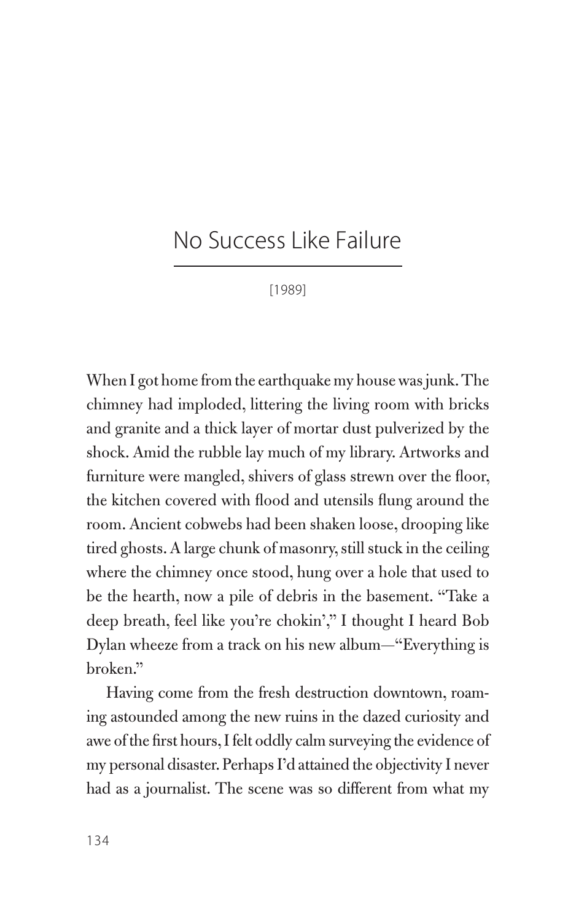# No Success Like Failure

[1989]

When I got home from the earthquake my house was junk. The chimney had imploded, littering the living room with bricks and granite and a thick layer of mortar dust pulverized by the shock. Amid the rubble lay much of my library. Artworks and furniture were mangled, shivers of glass strewn over the floor, the kitchen covered with flood and utensils flung around the room. Ancient cobwebs had been shaken loose, drooping like tired ghosts. A large chunk of masonry, still stuck in the ceiling where the chimney once stood, hung over a hole that used to be the hearth, now a pile of debris in the basement. "Take a deep breath, feel like you're chokin'," I thought I heard Bob Dylan wheeze from a track on his new album—"Everything is broken."

Having come from the fresh destruction downtown, roaming astounded among the new ruins in the dazed curiosity and awe of the first hours, I felt oddly calm surveying the evidence of my personal disaster. Perhaps I'd attained the objectivity I never had as a journalist. The scene was so different from what my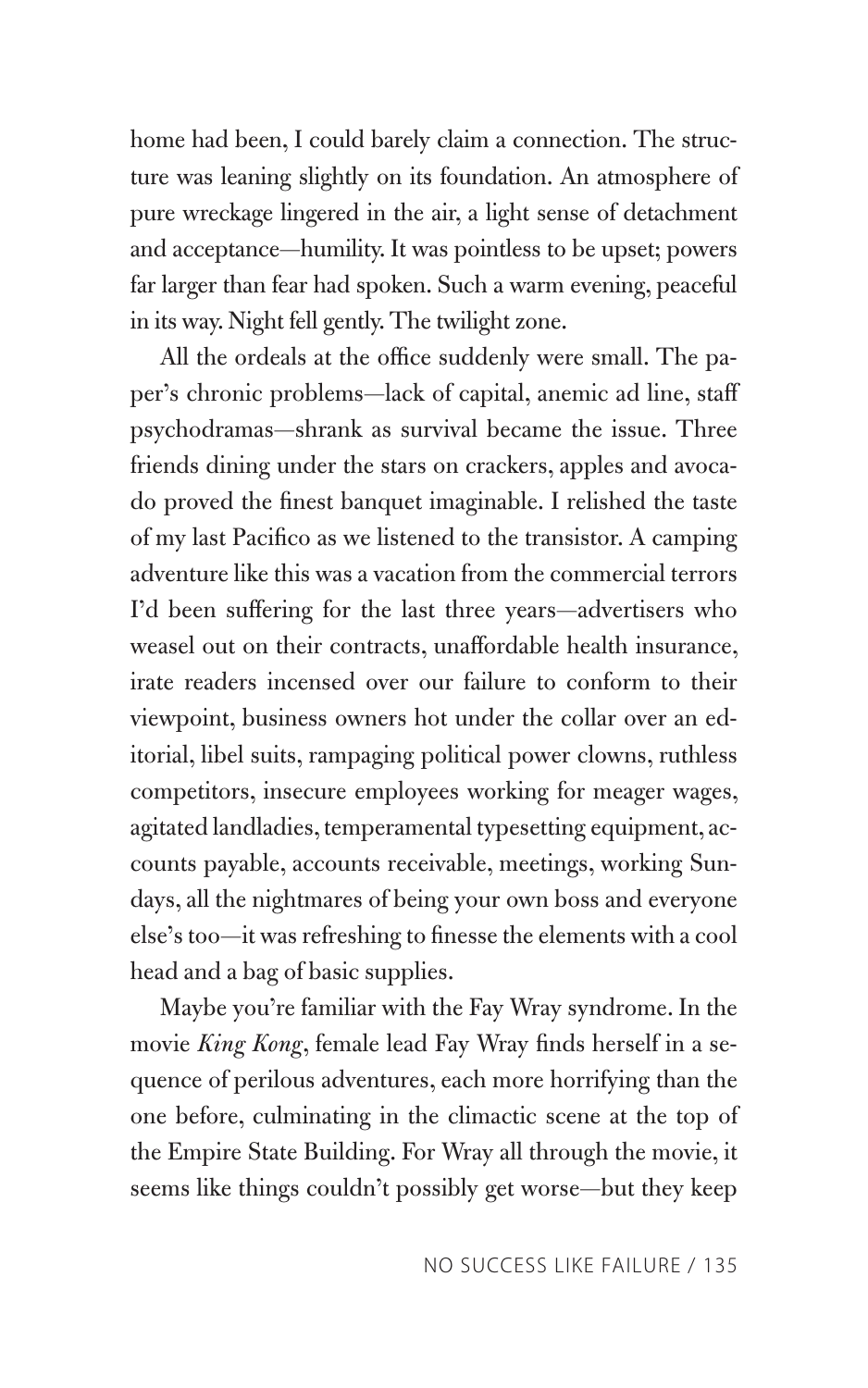home had been, I could barely claim a connection. The structure was leaning slightly on its foundation. An atmosphere of pure wreckage lingered in the air, a light sense of detachment and acceptance—humility. It was pointless to be upset; powers far larger than fear had spoken. Such a warm evening, peaceful in its way. Night fell gently. The twilight zone.

All the ordeals at the office suddenly were small. The paper's chronic problems—lack of capital, anemic ad line, staff psychodramas—shrank as survival became the issue. Three friends dining under the stars on crackers, apples and avocado proved the finest banquet imaginable. I relished the taste of my last Pacifico as we listened to the transistor. A camping adventure like this was a vacation from the commercial terrors I'd been suffering for the last three years—advertisers who weasel out on their contracts, unaffordable health insurance, irate readers incensed over our failure to conform to their viewpoint, business owners hot under the collar over an editorial, libel suits, rampaging political power clowns, ruthless competitors, insecure employees working for meager wages, agitated landladies, temperamental typesetting equipment, accounts payable, accounts receivable, meetings, working Sundays, all the nightmares of being your own boss and everyone else's too—it was refreshing to finesse the elements with a cool head and a bag of basic supplies.

Maybe you're familiar with the Fay Wray syndrome. In the movie *King Kong*, female lead Fay Wray finds herself in a sequence of perilous adventures, each more horrifying than the one before, culminating in the climactic scene at the top of the Empire State Building. For Wray all through the movie, it seems like things couldn't possibly get worse—but they keep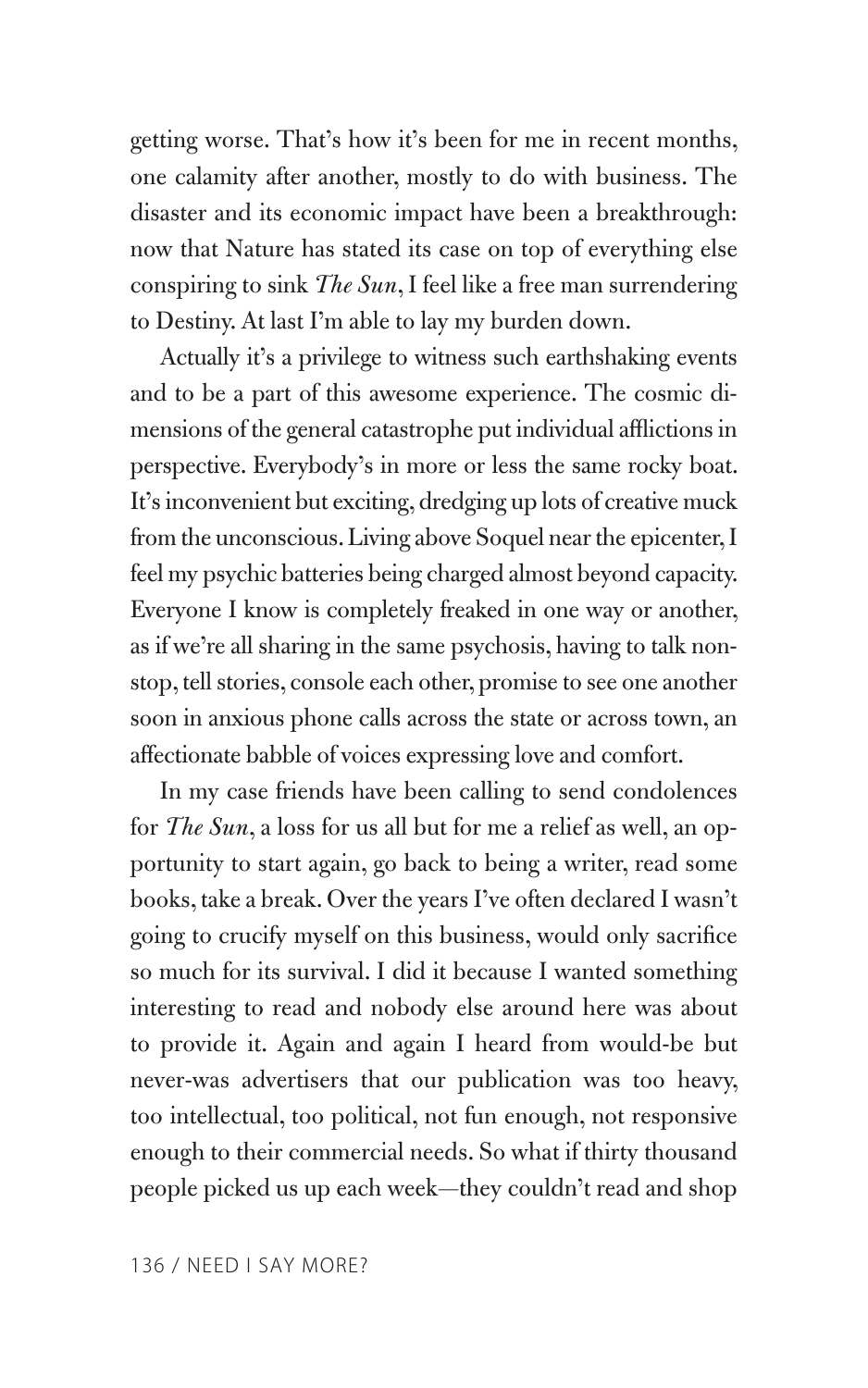getting worse. That's how it's been for me in recent months, one calamity after another, mostly to do with business. The disaster and its economic impact have been a breakthrough: now that Nature has stated its case on top of everything else conspiring to sink *The Sun*, I feel like a free man surrendering to Destiny. At last I'm able to lay my burden down.

Actually it's a privilege to witness such earthshaking events and to be a part of this awesome experience. The cosmic dimensions of the general catastrophe put individual afflictions in perspective. Everybody's in more or less the same rocky boat. It's inconvenient but exciting, dredging up lots of creative muck from the unconscious. Living above Soquel near the epicenter, I feel my psychic batteries being charged almost beyond capacity. Everyone I know is completely freaked in one way or another, as if we're all sharing in the same psychosis, having to talk nonstop, tell stories, console each other, promise to see one another soon in anxious phone calls across the state or across town, an affectionate babble of voices expressing love and comfort.

In my case friends have been calling to send condolences for *The Sun*, a loss for us all but for me a relief as well, an opportunity to start again, go back to being a writer, read some books, take a break. Over the years I've often declared I wasn't going to crucify myself on this business, would only sacrifice so much for its survival. I did it because I wanted something interesting to read and nobody else around here was about to provide it. Again and again I heard from would-be but never-was advertisers that our publication was too heavy, too intellectual, too political, not fun enough, not responsive enough to their commercial needs. So what if thirty thousand people picked us up each week—they couldn't read and shop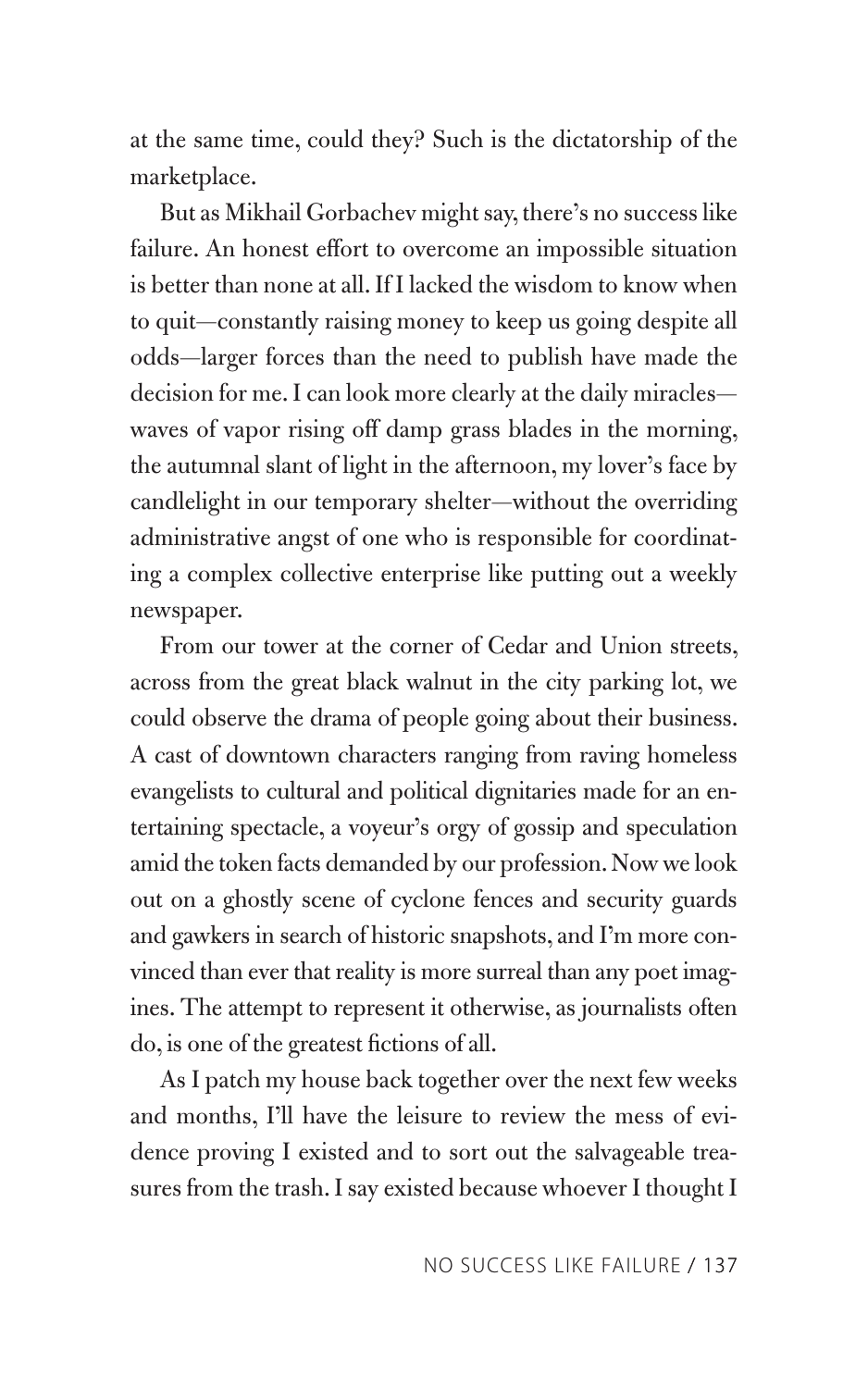at the same time, could they? Such is the dictatorship of the marketplace.

But as Mikhail Gorbachev might say, there's no success like failure. An honest effort to overcome an impossible situation is better than none at all. If I lacked the wisdom to know when to quit—constantly raising money to keep us going despite all odds—larger forces than the need to publish have made the decision for me. I can look more clearly at the daily miracles—waves of vapor rising off damp grass blades in the morning, the autumnal slant of light in the afternoon, my lover's face by candlelight in our temporary shelter—without the overriding administrative angst of one who is responsible for coordinating a complex collective enterprise like putting out a weekly newspaper.

From our tower at the corner of Cedar and Union streets, across from the great black walnut in the city parking lot, we could observe the drama of people going about their business. A cast of downtown characters ranging from raving homeless evangelists to cultural and political dignitaries made for an entertaining spectacle, a voyeur's orgy of gossip and speculation amid the token facts demanded by our profession. Now we look out on a ghostly scene of cyclone fences and security guards and gawkers in search of historic snapshots, and I'm more convinced than ever that reality is more surreal than any poet imagines. The attempt to represent it otherwise, as journalists often do, is one of the greatest fictions of all.

As I patch my house back together over the next few weeks and months, I'll have the leisure to review the mess of evidence proving I existed and to sort out the salvageable treasures from the trash. I say existed because whoever I thought I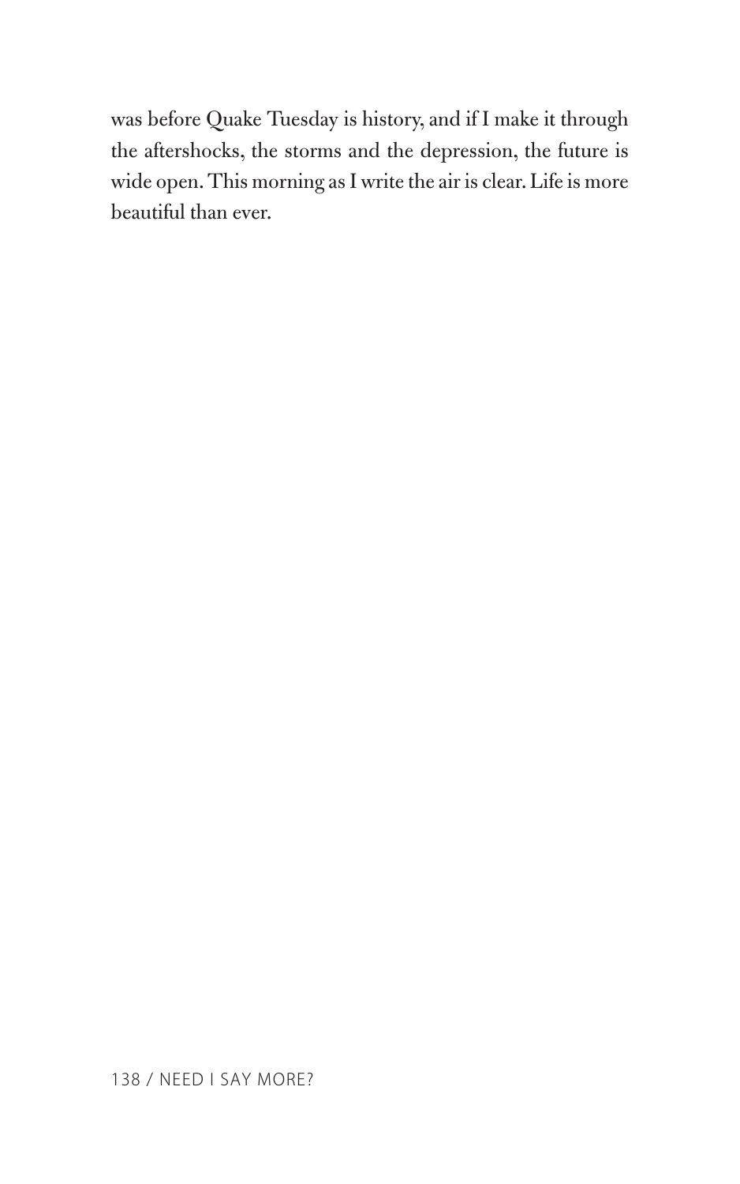was before Quake Tuesday is history, and if I make it through the aftershocks, the storms and the depression, the future is wide open. This morning as I write the air is clear. Life is more beautiful than ever.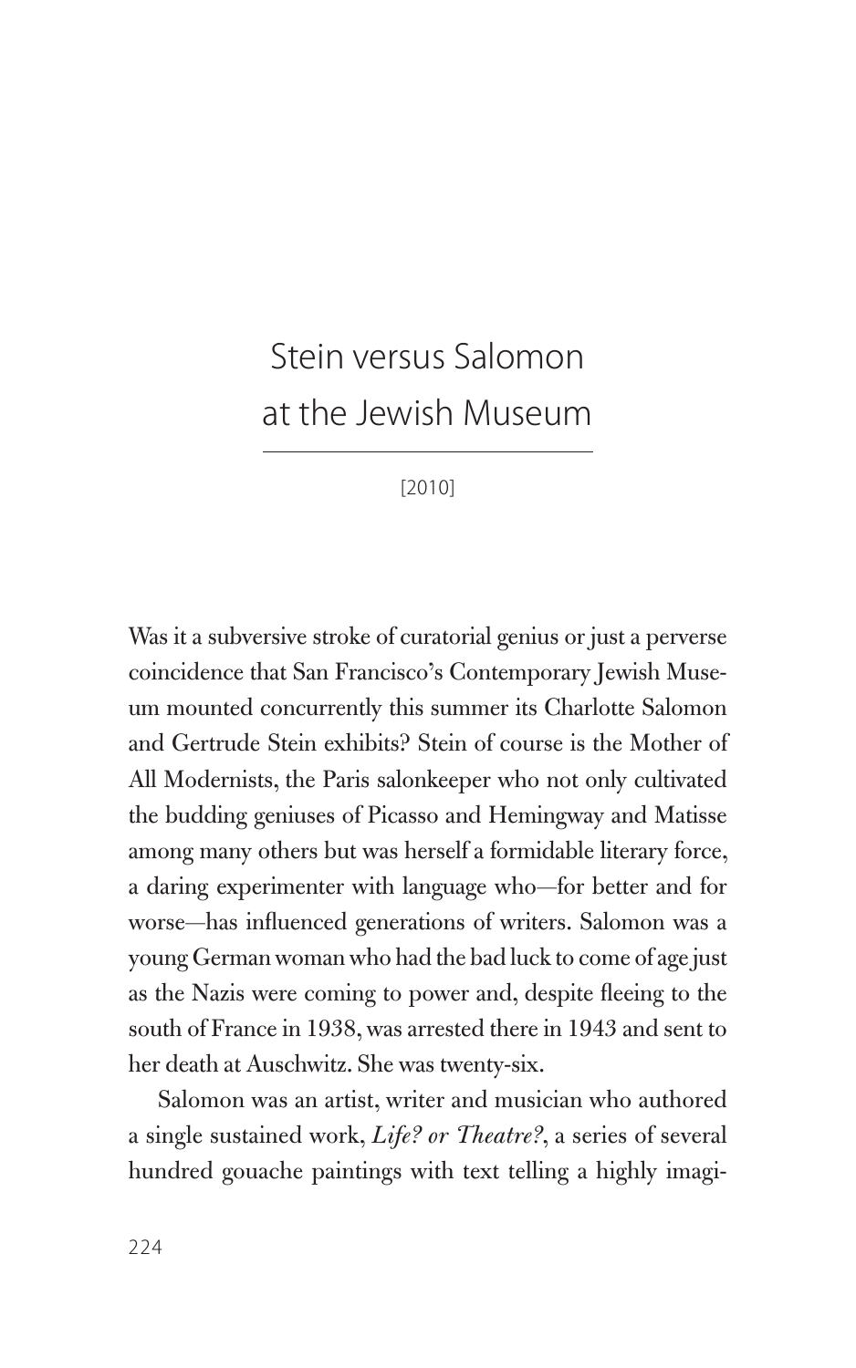# Stein versus Salomon at the Jewish Museum

[2010]

Was it a subversive stroke of curatorial genius or just a perverse coincidence that San Francisco's Contemporary Jewish Museum mounted concurrently this summer its Charlotte Salomon and Gertrude Stein exhibits? Stein of course is the Mother of All Modernists, the Paris salonkeeper who not only cultivated the budding geniuses of Picasso and Hemingway and Matisse among many others but was herself a formidable literary force, a daring experimenter with language who—for better and for worse—has influenced generations of writers. Salomon was a young German woman who had the bad luck to come of age just as the Nazis were coming to power and, despite fleeing to the south of France in 1938, was arrested there in 1943 and sent to her death at Auschwitz. She was twenty-six.

Salomon was an artist, writer and musician who authored a single sustained work, *Life? or Theatre?*, a series of several hundred gouache paintings with text telling a highly imagi-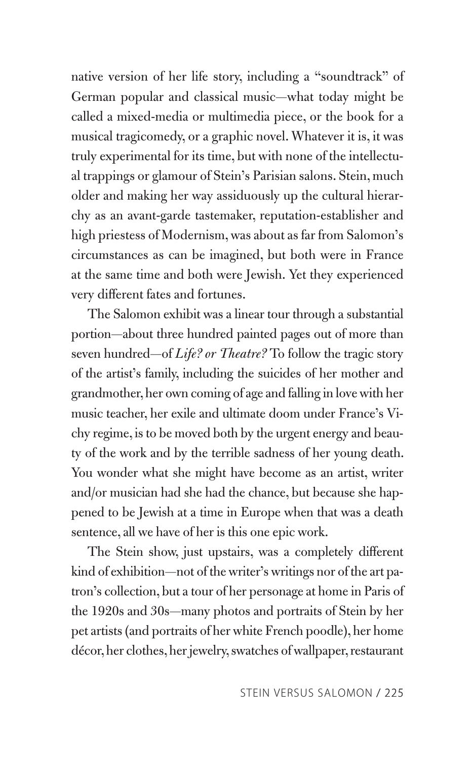native version of her life story, including a "soundtrack" of German popular and classical music—what today might be called a mixed-media or multimedia piece, or the book for a musical tragicomedy, or a graphic novel. Whatever it is, it was truly experimental for its time, but with none of the intellectual trappings or glamour of Stein's Parisian salons. Stein, much older and making her way assiduously up the cultural hierarchy as an avant-garde tastemaker, reputation-establisher and high priestess of Modernism, was about as far from Salomon's circumstances as can be imagined, but both were in France at the same time and both were Jewish. Yet they experienced very different fates and fortunes.

The Salomon exhibit was a linear tour through a substantial portion—about three hundred painted pages out of more than seven hundred—of *Life? or Theatre?* To follow the tragic story of the artist's family, including the suicides of her mother and grandmother, her own coming of age and falling in love with her music teacher, her exile and ultimate doom under France's Vichy regime, is to be moved both by the urgent energy and beauty of the work and by the terrible sadness of her young death. You wonder what she might have become as an artist, writer and/or musician had she had the chance, but because she happened to be Jewish at a time in Europe when that was a death sentence, all we have of her is this one epic work.

The Stein show, just upstairs, was a completely different kind of exhibition—not of the writer's writings nor of the art patron's collection, but a tour of her personage at home in Paris of the 1920s and 30s—many photos and portraits of Stein by her pet artists (and portraits of her white French poodle), her home décor, her clothes, her jewelry, swatches of wallpaper, restaurant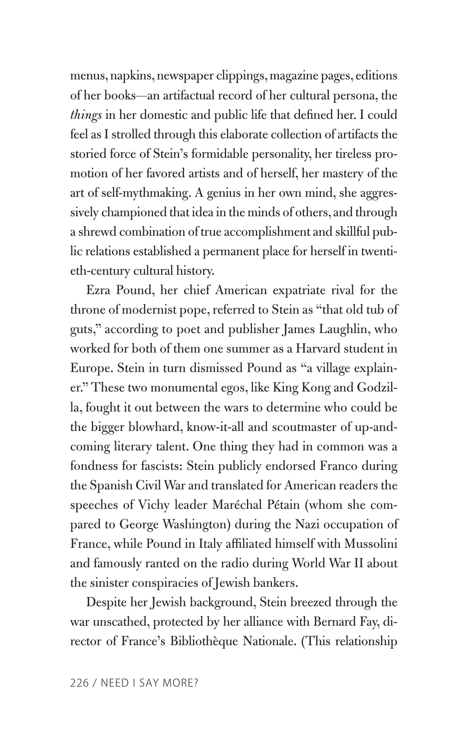menus, napkins, newspaper clippings, magazine pages, editions of her books—an artifactual record of her cultural persona, the *things* in her domestic and public life that defined her. I could feel as I strolled through this elaborate collection of artifacts the storied force of Stein's formidable personality, her tireless promotion of her favored artists and of herself, her mastery of the art of self-mythmaking. A genius in her own mind, she aggressively championed that idea in the minds of others, and through a shrewd combination of true accomplishment and skillful public relations established a permanent place for herself in twentieth-century cultural history.

Ezra Pound, her chief American expatriate rival for the throne of modernist pope, referred to Stein as "that old tub of guts," according to poet and publisher James Laughlin, who worked for both of them one summer as a Harvard student in Europe. Stein in turn dismissed Pound as "a village explainer." These two monumental egos, like King Kong and Godzilla, fought it out between the wars to determine who could be the bigger blowhard, know-it-all and scoutmaster of up-and-coming literary talent. One thing they had in common was a fondness for fascists: Stein publicly endorsed Franco during the Spanish Civil War and translated for American readers the speeches of Vichy leader Maréchal Pétain (whom she compared to George Washington) during the Nazi occupation of France, while Pound in Italy affiliated himself with Mussolini and famously ranted on the radio during World War II about the sinister conspiracies of Jewish bankers.

Despite her Jewish background, Stein breezed through the war unscathed, protected by her alliance with Bernard Fay, director of France's Bibliothèque Nationale. (This relationship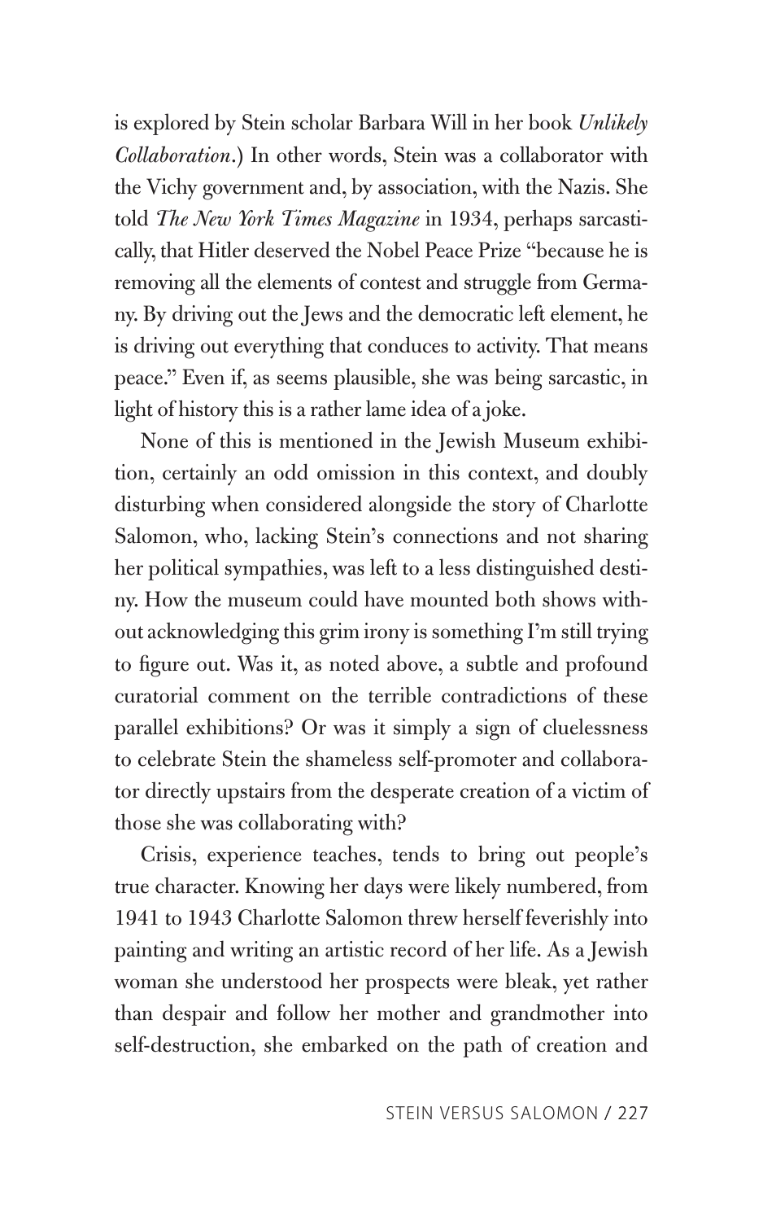is explored by Stein scholar Barbara Will in her book *Unlikely Collaboration*.) In other words, Stein was a collaborator with the Vichy government and, by association, with the Nazis. She told *The New York Times Magazine* in 1934, perhaps sarcastically, that Hitler deserved the Nobel Peace Prize "because he is removing all the elements of contest and struggle from Germany. By driving out the Jews and the democratic left element, he is driving out everything that conduces to activity. That means peace." Even if, as seems plausible, she was being sarcastic, in light of history this is a rather lame idea of a joke.

None of this is mentioned in the Jewish Museum exhibition, certainly an odd omission in this context, and doubly disturbing when considered alongside the story of Charlotte Salomon, who, lacking Stein's connections and not sharing her political sympathies, was left to a less distinguished destiny. How the museum could have mounted both shows without acknowledging this grim irony is something I'm still trying to figure out. Was it, as noted above, a subtle and profound curatorial comment on the terrible contradictions of these parallel exhibitions? Or was it simply a sign of cluelessness to celebrate Stein the shameless self-promoter and collaborator directly upstairs from the desperate creation of a victim of those she was collaborating with?

Crisis, experience teaches, tends to bring out people's true character. Knowing her days were likely numbered, from 1941 to 1943 Charlotte Salomon threw herself feverishly into painting and writing an artistic record of her life. As a Jewish woman she understood her prospects were bleak, yet rather than despair and follow her mother and grandmother into self-destruction, she embarked on the path of creation and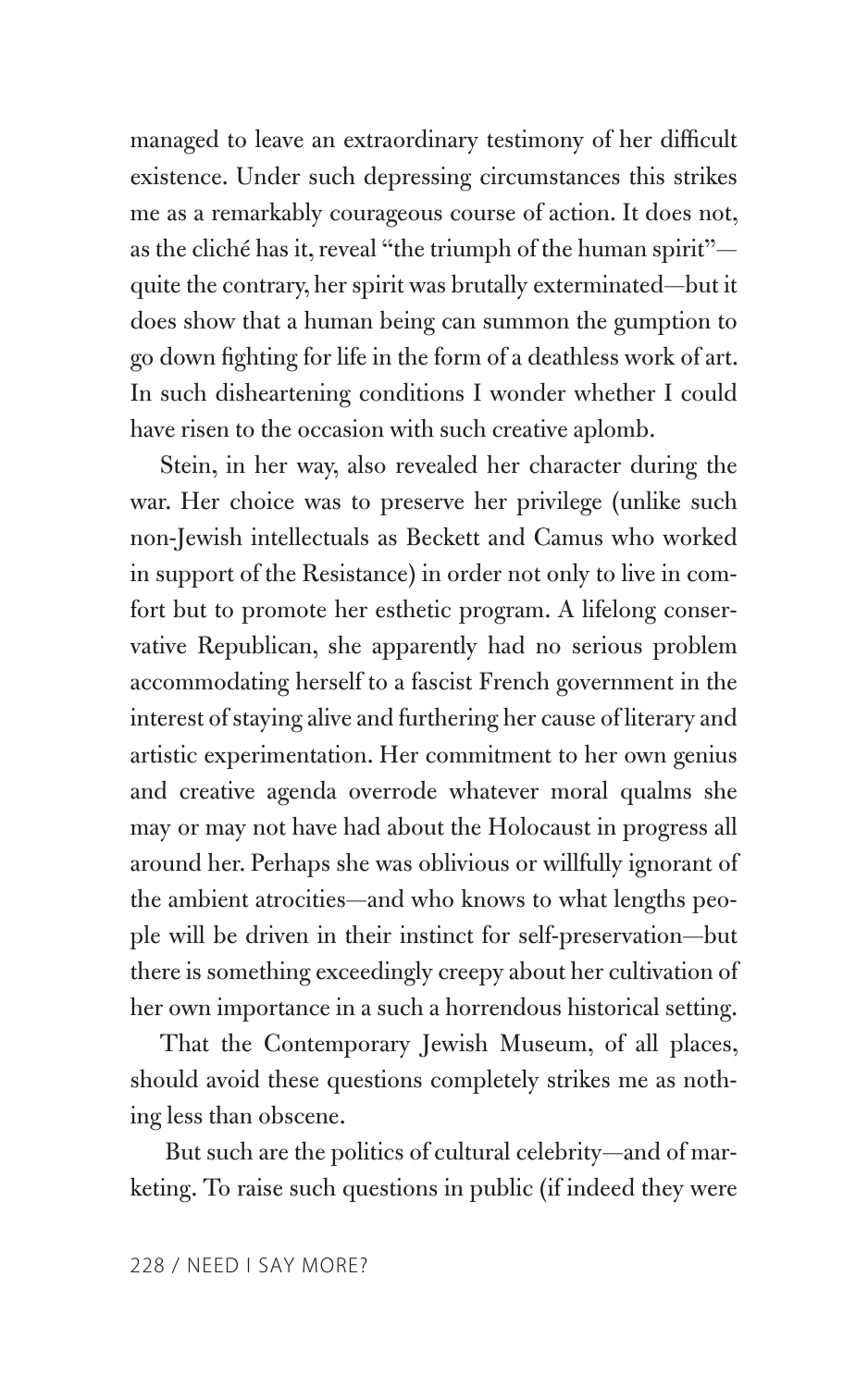managed to leave an extraordinary testimony of her difficult existence. Under such depressing circumstances this strikes me as a remarkably courageous course of action. It does not, as the cliché has it, reveal "the triumph of the human spirit"—quite the contrary, her spirit was brutally exterminated—but it does show that a human being can summon the gumption to go down fighting for life in the form of a deathless work of art. In such disheartening conditions I wonder whether I could have risen to the occasion with such creative aplomb.

Stein, in her way, also revealed her character during the war. Her choice was to preserve her privilege (unlike such non-Jewish intellectuals as Beckett and Camus who worked in support of the Resistance) in order not only to live in comfort but to promote her esthetic program. A lifelong conservative Republican, she apparently had no serious problem accommodating herself to a fascist French government in the interest of staying alive and furthering her cause of literary and artistic experimentation. Her commitment to her own genius and creative agenda overrode whatever moral qualms she may or may not have had about the Holocaust in progress all around her. Perhaps she was oblivious or willfully ignorant of the ambient atrocities—and who knows to what lengths people will be driven in their instinct for self-preservation—but there is something exceedingly creepy about her cultivation of her own importance in a such a horrendous historical setting.

That the Contemporary Jewish Museum, of all places, should avoid these questions completely strikes me as nothing less than obscene.

But such are the politics of cultural celebrity—and of marketing. To raise such questions in public (if indeed they were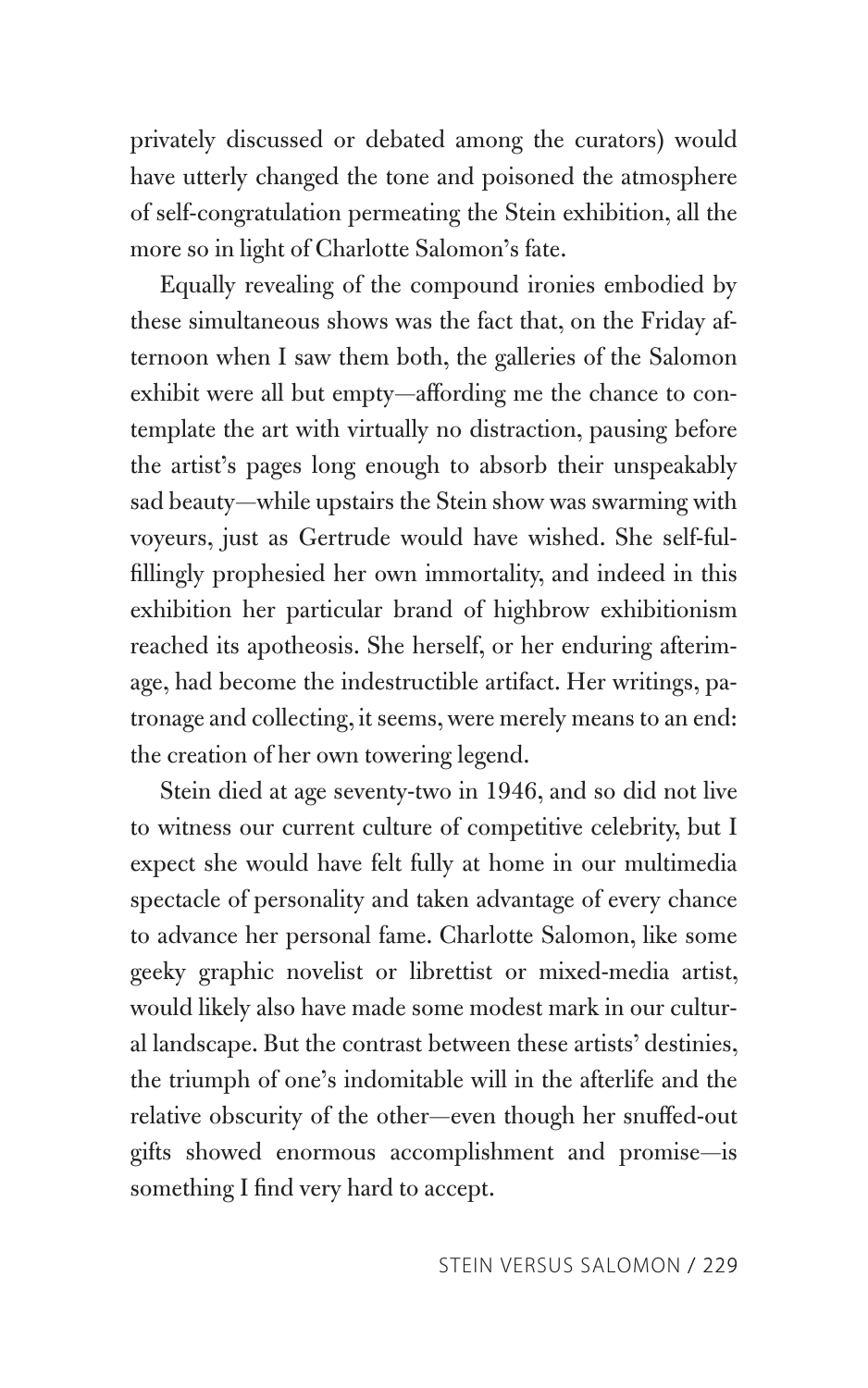privately discussed or debated among the curators) would have utterly changed the tone and poisoned the atmosphere of self-congratulation permeating the Stein exhibition, all the more so in light of Charlotte Salomon's fate.

Equally revealing of the compound ironies embodied by these simultaneous shows was the fact that, on the Friday afternoon when I saw them both, the galleries of the Salomon exhibit were all but empty—affording me the chance to contemplate the art with virtually no distraction, pausing before the artist's pages long enough to absorb their unspeakably sad beauty—while upstairs the Stein show was swarming with voyeurs, just as Gertrude would have wished. She self-fulfillingly prophesied her own immortality, and indeed in this exhibition her particular brand of highbrow exhibitionism reached its apotheosis. She herself, or her enduring afterimage, had become the indestructible artifact. Her writings, patronage and collecting, it seems, were merely means to an end: the creation of her own towering legend.

Stein died at age seventy-two in 1946, and so did not live to witness our current culture of competitive celebrity, but I expect she would have felt fully at home in our multimedia spectacle of personality and taken advantage of every chance to advance her personal fame. Charlotte Salomon, like some geeky graphic novelist or librettist or mixed-media artist, would likely also have made some modest mark in our cultural landscape. But the contrast between these artists' destinies, the triumph of one's indomitable will in the afterlife and the relative obscurity of the other—even though her snuffed-out gifts showed enormous accomplishment and promise—is something I find very hard to accept.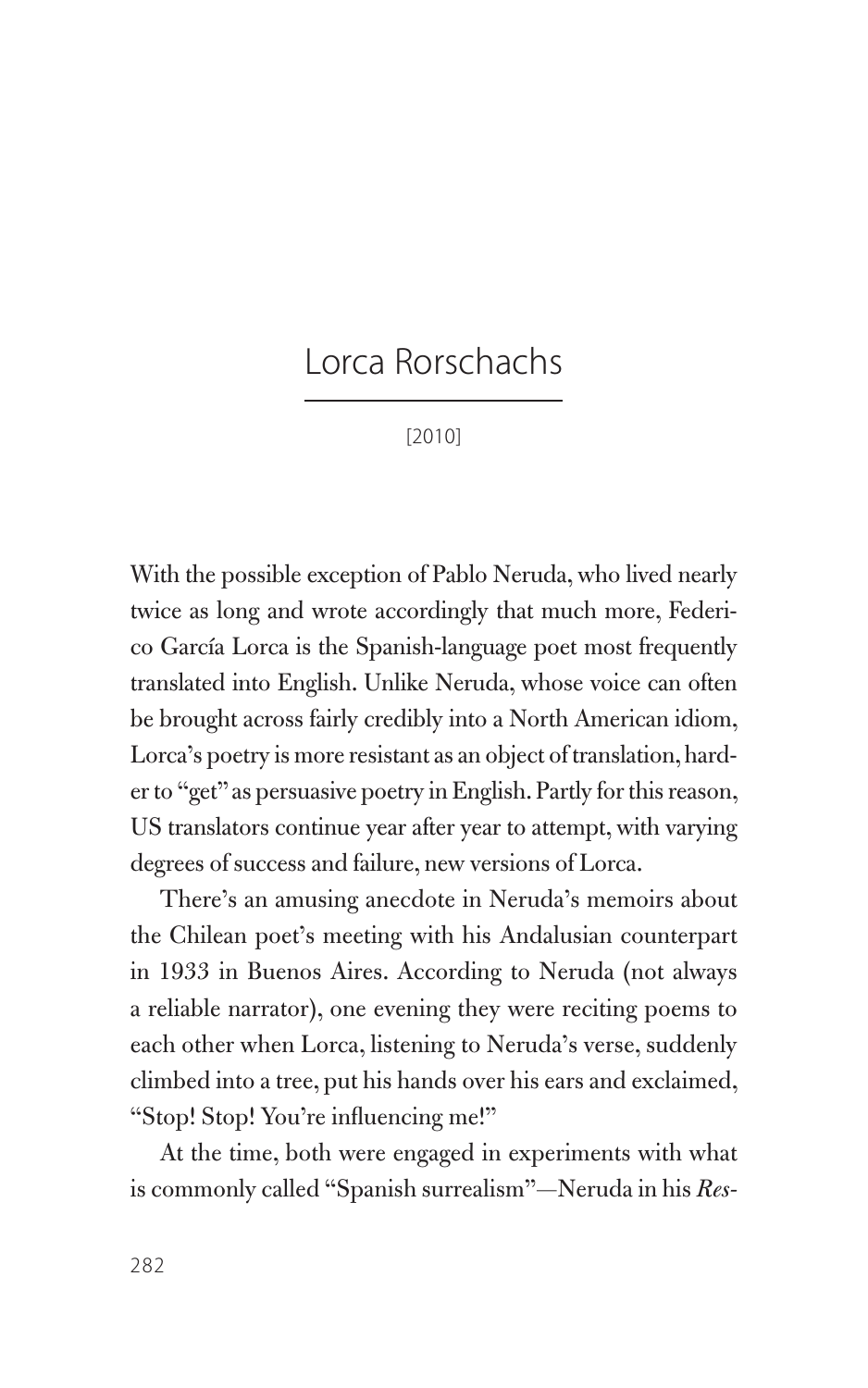# Lorca Rorschachs

[2010]

With the possible exception of Pablo Neruda, who lived nearly twice as long and wrote accordingly that much more, Federico García Lorca is the Spanish-language poet most frequently translated into English. Unlike Neruda, whose voice can often be brought across fairly credibly into a North American idiom, Lorca's poetry is more resistant as an object of translation, harder to "get" as persuasive poetry in English. Partly for this reason, US translators continue year after year to attempt, with varying degrees of success and failure, new versions of Lorca.

There's an amusing anecdote in Neruda's memoirs about the Chilean poet's meeting with his Andalusian counterpart in 1933 in Buenos Aires. According to Neruda (not always a reliable narrator), one evening they were reciting poems to each other when Lorca, listening to Neruda's verse, suddenly climbed into a tree, put his hands over his ears and exclaimed, "Stop! Stop! You're influencing me!"

At the time, both were engaged in experiments with what is commonly called "Spanish surrealism"—Neruda in his *Res-*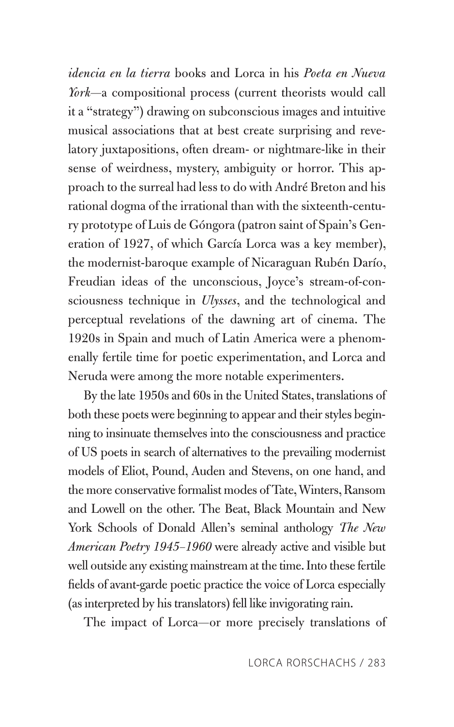*idencia en la tierra* books and Lorca in his *Poeta en Nueva York*—a compositional process (current theorists would call it a "strategy") drawing on subconscious images and intuitive musical associations that at best create surprising and revelatory juxtapositions, often dream- or nightmare-like in their sense of weirdness, mystery, ambiguity or horror. This approach to the surreal had less to do with André Breton and his rational dogma of the irrational than with the sixteenth-century prototype of Luis de Góngora (patron saint of Spain's Generation of 1927, of which García Lorca was a key member), the modernist-baroque example of Nicaraguan Rubén Darío, Freudian ideas of the unconscious, Joyce's stream-of-consciousness technique in *Ulysses*, and the technological and perceptual revelations of the dawning art of cinema. The 1920s in Spain and much of Latin America were a phenomenally fertile time for poetic experimentation, and Lorca and Neruda were among the more notable experimenters.

By the late 1950s and 60s in the United States, translations of both these poets were beginning to appear and their styles beginning to insinuate themselves into the consciousness and practice of US poets in search of alternatives to the prevailing modernist models of Eliot, Pound, Auden and Stevens, on one hand, and the more conservative formalist modes of Tate, Winters, Ransom and Lowell on the other. The Beat, Black Mountain and New York Schools of Donald Allen's seminal anthology *The New American Poetry 1945–1960* were already active and visible but well outside any existing mainstream at the time. Into these fertile fields of avant-garde poetic practice the voice of Lorca especially (as interpreted by his translators) fell like invigorating rain.

The impact of Lorca—or more precisely translations of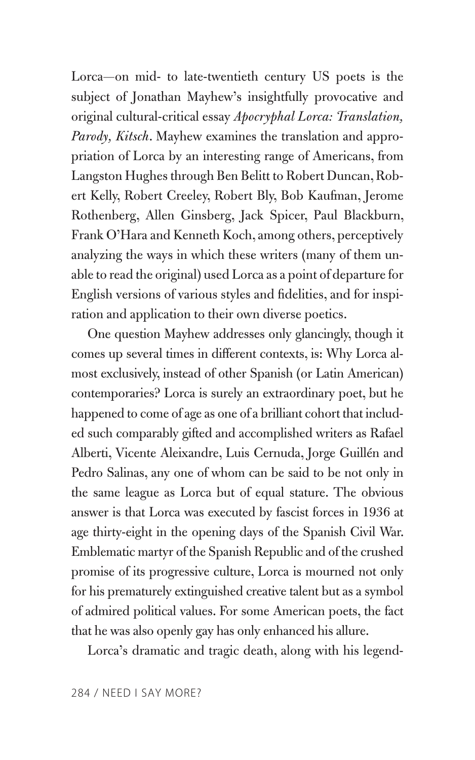Lorca—on mid- to late-twentieth century US poets is the subject of Jonathan Mayhew's insightfully provocative and original cultural-critical essay *Apocryphal Lorca: Translation, Parody, Kitsch*. Mayhew examines the translation and appropriation of Lorca by an interesting range of Americans, from Langston Hughes through Ben Belitt to Robert Duncan, Robert Kelly, Robert Creeley, Robert Bly, Bob Kaufman, Jerome Rothenberg, Allen Ginsberg, Jack Spicer, Paul Blackburn, Frank O'Hara and Kenneth Koch, among others, perceptively analyzing the ways in which these writers (many of them unable to read the original) used Lorca as a point of departure for English versions of various styles and fidelities, and for inspiration and application to their own diverse poetics.

One question Mayhew addresses only glancingly, though it comes up several times in different contexts, is: Why Lorca almost exclusively, instead of other Spanish (or Latin American) contemporaries? Lorca is surely an extraordinary poet, but he happened to come of age as one of a brilliant cohort that included such comparably gifted and accomplished writers as Rafael Alberti, Vicente Aleixandre, Luis Cernuda, Jorge Guillén and Pedro Salinas, any one of whom can be said to be not only in the same league as Lorca but of equal stature. The obvious answer is that Lorca was executed by fascist forces in 1936 at age thirty-eight in the opening days of the Spanish Civil War. Emblematic martyr of the Spanish Republic and of the crushed promise of its progressive culture, Lorca is mourned not only for his prematurely extinguished creative talent but as a symbol of admired political values. For some American poets, the fact that he was also openly gay has only enhanced his allure.

Lorca's dramatic and tragic death, along with his legend-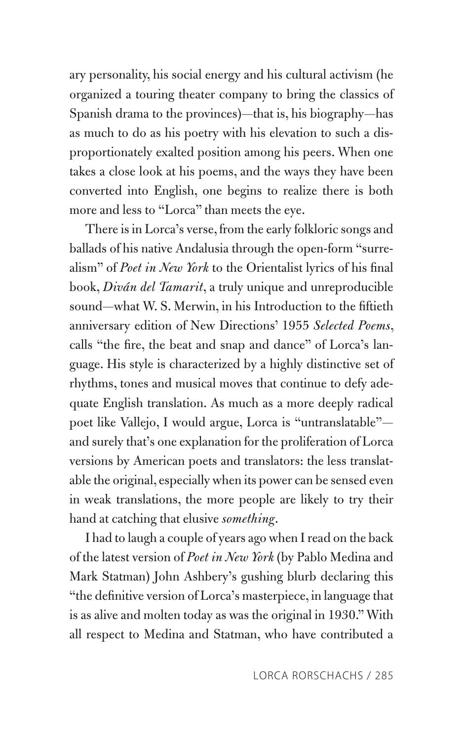ary personality, his social energy and his cultural activism (he organized a touring theater company to bring the classics of Spanish drama to the provinces)—that is, his biography—has as much to do as his poetry with his elevation to such a disproportionately exalted position among his peers. When one takes a close look at his poems, and the ways they have been converted into English, one begins to realize there is both more and less to "Lorca" than meets the eye.

There is in Lorca's verse, from the early folkloric songs and ballads of his native Andalusia through the open-form "surrealism" of *Poet in New York* to the Orientalist lyrics of his final book, *Diván del Tamarit*, a truly unique and unreproducible sound—what W. S. Merwin, in his Introduction to the fiftieth anniversary edition of New Directions' 1955 *Selected Poems*, calls "the fire, the beat and snap and dance" of Lorca's language. His style is characterized by a highly distinctive set of rhythms, tones and musical moves that continue to defy adequate English translation. As much as a more deeply radical poet like Vallejo, I would argue, Lorca is "untranslatable"—and surely that's one explanation for the proliferation of Lorca versions by American poets and translators: the less translatable the original, especially when its power can be sensed even in weak translations, the more people are likely to try their hand at catching that elusive *something*.

I had to laugh a couple of years ago when I read on the back of the latest version of *Poet in New York* (by Pablo Medina and Mark Statman) John Ashbery's gushing blurb declaring this "the definitive version of Lorca's masterpiece, in language that is as alive and molten today as was the original in 1930." With all respect to Medina and Statman, who have contributed a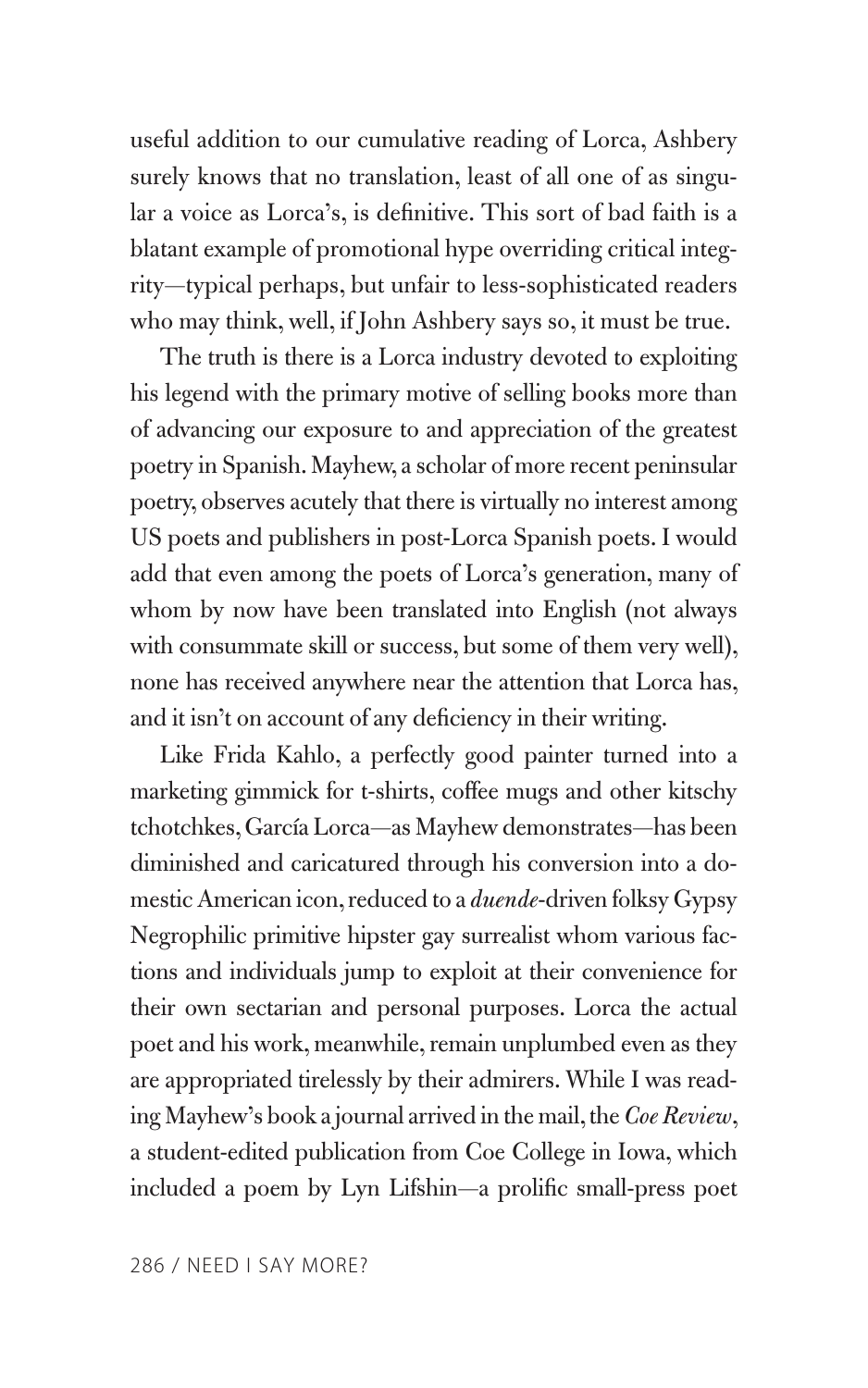useful addition to our cumulative reading of Lorca, Ashbery surely knows that no translation, least of all one of as singular a voice as Lorca's, is definitive. This sort of bad faith is a blatant example of promotional hype overriding critical integrity—typical perhaps, but unfair to less-sophisticated readers who may think, well, if John Ashbery says so, it must be true.

The truth is there is a Lorca industry devoted to exploiting his legend with the primary motive of selling books more than of advancing our exposure to and appreciation of the greatest poetry in Spanish. Mayhew, a scholar of more recent peninsular poetry, observes acutely that there is virtually no interest among US poets and publishers in post-Lorca Spanish poets. I would add that even among the poets of Lorca's generation, many of whom by now have been translated into English (not always with consummate skill or success, but some of them very well), none has received anywhere near the attention that Lorca has, and it isn't on account of any deficiency in their writing.

Like Frida Kahlo, a perfectly good painter turned into a marketing gimmick for t-shirts, coffee mugs and other kitschy tchotchkes, García Lorca—as Mayhew demonstrates—has been diminished and caricatured through his conversion into a domestic American icon, reduced to a *duende*-driven folksy Gypsy Negrophilic primitive hipster gay surrealist whom various factions and individuals jump to exploit at their convenience for their own sectarian and personal purposes. Lorca the actual poet and his work, meanwhile, remain unplumbed even as they are appropriated tirelessly by their admirers. While I was reading Mayhew's book a journal arrived in the mail, the *Coe Review*, a student-edited publication from Coe College in Iowa, which included a poem by Lyn Lifshin—a prolific small-press poet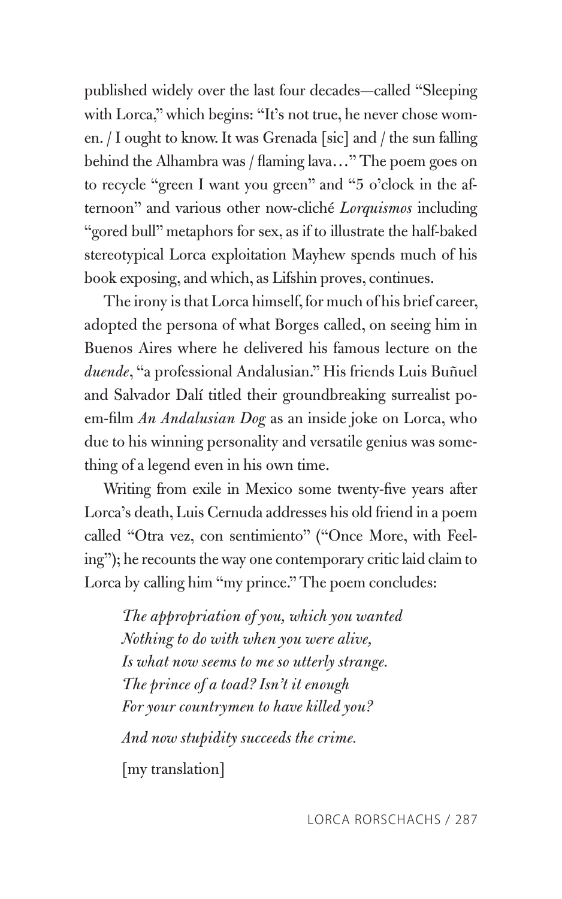published widely over the last four decades—called "Sleeping with Lorca," which begins: "It's not true, he never chose women. / I ought to know. It was Grenada [sic] and / the sun falling behind the Alhambra was / flaming lava…" The poem goes on to recycle "green I want you green" and "5 o'clock in the afternoon" and various other now-cliché *Lorquismos* including "gored bull" metaphors for sex, as if to illustrate the half-baked stereotypical Lorca exploitation Mayhew spends much of his book exposing, and which, as Lifshin proves, continues.

The irony is that Lorca himself, for much of his brief career, adopted the persona of what Borges called, on seeing him in Buenos Aires where he delivered his famous lecture on the *duende*, "a professional Andalusian." His friends Luis Buñuel and Salvador Dalí titled their groundbreaking surrealist poem-film *An Andalusian Dog* as an inside joke on Lorca, who due to his winning personality and versatile genius was something of a legend even in his own time.

Writing from exile in Mexico some twenty-five years after Lorca's death, Luis Cernuda addresses his old friend in a poem called "Otra vez, con sentimiento" ("Once More, with Feeling"); he recounts the way one contemporary critic laid claim to Lorca by calling him "my prince." The poem concludes:

> *The appropriation of you, which you wanted*
> *Nothing to do with when you were alive,*
> *Is what now seems to me so utterly strange.*
> *The prince of a toad? Isn't it enough*
> *For your countrymen to have killed you?*
>
> *And now stupidity succeeds the crime.*
>
> [my translation]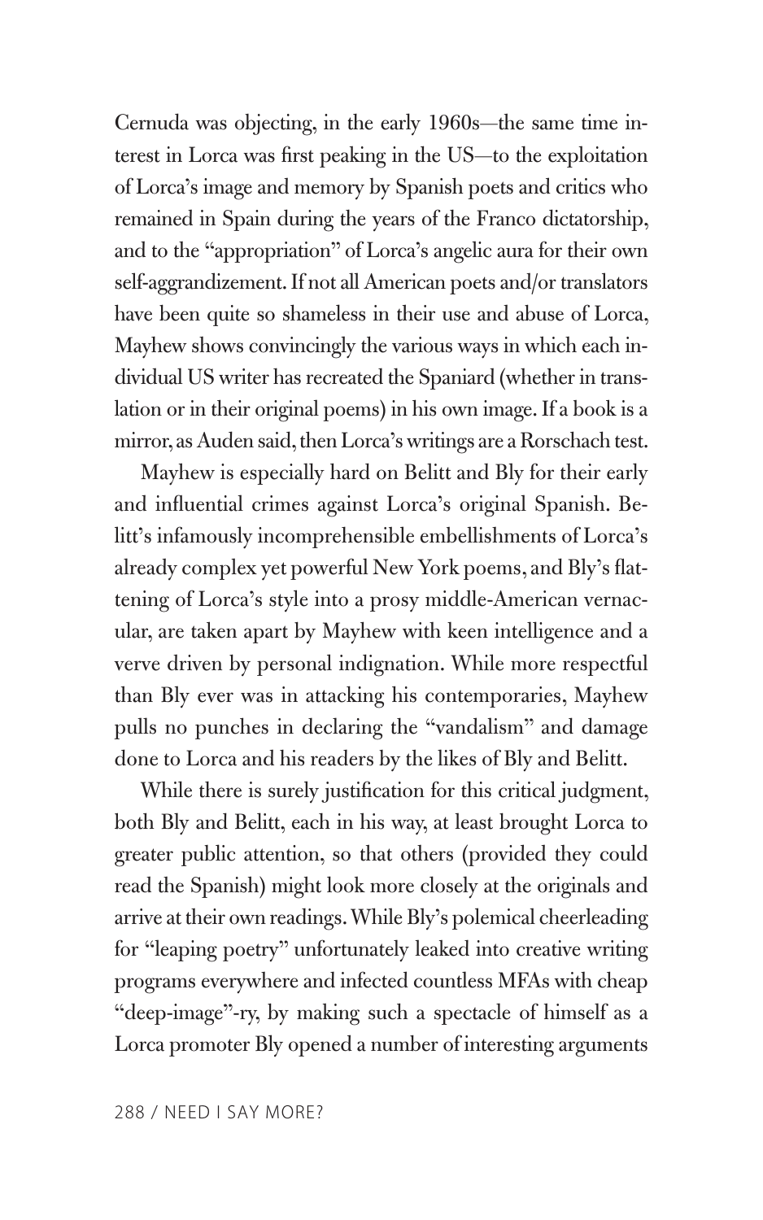Cernuda was objecting, in the early 1960s—the same time interest in Lorca was first peaking in the US—to the exploitation of Lorca's image and memory by Spanish poets and critics who remained in Spain during the years of the Franco dictatorship, and to the "appropriation" of Lorca's angelic aura for their own self-aggrandizement. If not all American poets and/or translators have been quite so shameless in their use and abuse of Lorca, Mayhew shows convincingly the various ways in which each individual US writer has recreated the Spaniard (whether in translation or in their original poems) in his own image. If a book is a mirror, as Auden said, then Lorca's writings are a Rorschach test.

Mayhew is especially hard on Belitt and Bly for their early and influential crimes against Lorca's original Spanish. Belitt's infamously incomprehensible embellishments of Lorca's already complex yet powerful New York poems, and Bly's flattening of Lorca's style into a prosy middle-American vernacular, are taken apart by Mayhew with keen intelligence and a verve driven by personal indignation. While more respectful than Bly ever was in attacking his contemporaries, Mayhew pulls no punches in declaring the "vandalism" and damage done to Lorca and his readers by the likes of Bly and Belitt.

While there is surely justification for this critical judgment, both Bly and Belitt, each in his way, at least brought Lorca to greater public attention, so that others (provided they could read the Spanish) might look more closely at the originals and arrive at their own readings. While Bly's polemical cheerleading for "leaping poetry" unfortunately leaked into creative writing programs everywhere and infected countless MFAs with cheap "deep-image"-ry, by making such a spectacle of himself as a Lorca promoter Bly opened a number of interesting arguments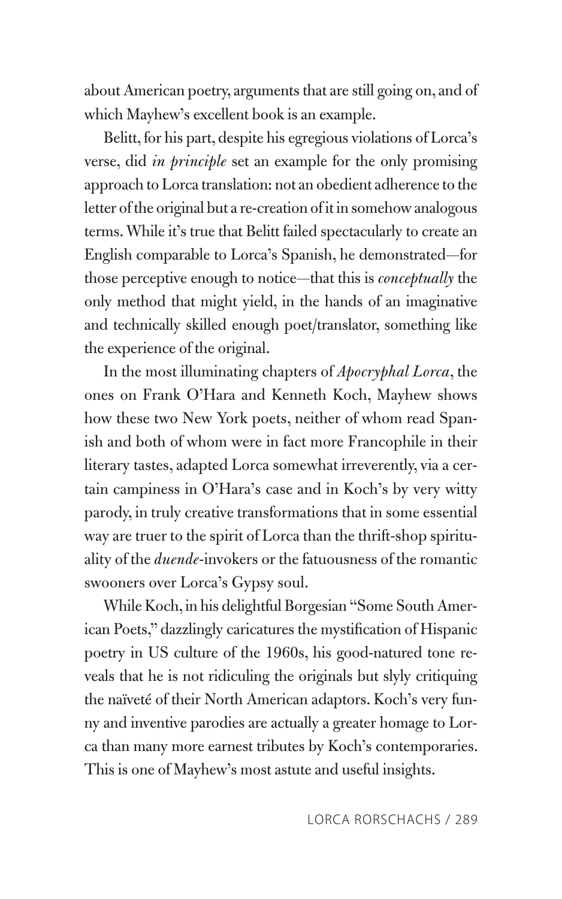about American poetry, arguments that are still going on, and of which Mayhew's excellent book is an example.

Belitt, for his part, despite his egregious violations of Lorca's verse, did *in principle* set an example for the only promising approach to Lorca translation: not an obedient adherence to the letter of the original but a re-creation of it in somehow analogous terms. While it's true that Belitt failed spectacularly to create an English comparable to Lorca's Spanish, he demonstrated—for those perceptive enough to notice—that this is *conceptually* the only method that might yield, in the hands of an imaginative and technically skilled enough poet/translator, something like the experience of the original.

In the most illuminating chapters of *Apocryphal Lorca*, the ones on Frank O'Hara and Kenneth Koch, Mayhew shows how these two New York poets, neither of whom read Spanish and both of whom were in fact more Francophile in their literary tastes, adapted Lorca somewhat irreverently, via a certain campiness in O'Hara's case and in Koch's by very witty parody, in truly creative transformations that in some essential way are truer to the spirit of Lorca than the thrift-shop spirituality of the *duende*-invokers or the fatuousness of the romantic swooners over Lorca's Gypsy soul.

While Koch, in his delightful Borgesian "Some South American Poets," dazzlingly caricatures the mystification of Hispanic poetry in US culture of the 1960s, his good-natured tone reveals that he is not ridiculing the originals but slyly critiquing the naïveté of their North American adaptors. Koch's very funny and inventive parodies are actually a greater homage to Lorca than many more earnest tributes by Koch's contemporaries. This is one of Mayhew's most astute and useful insights.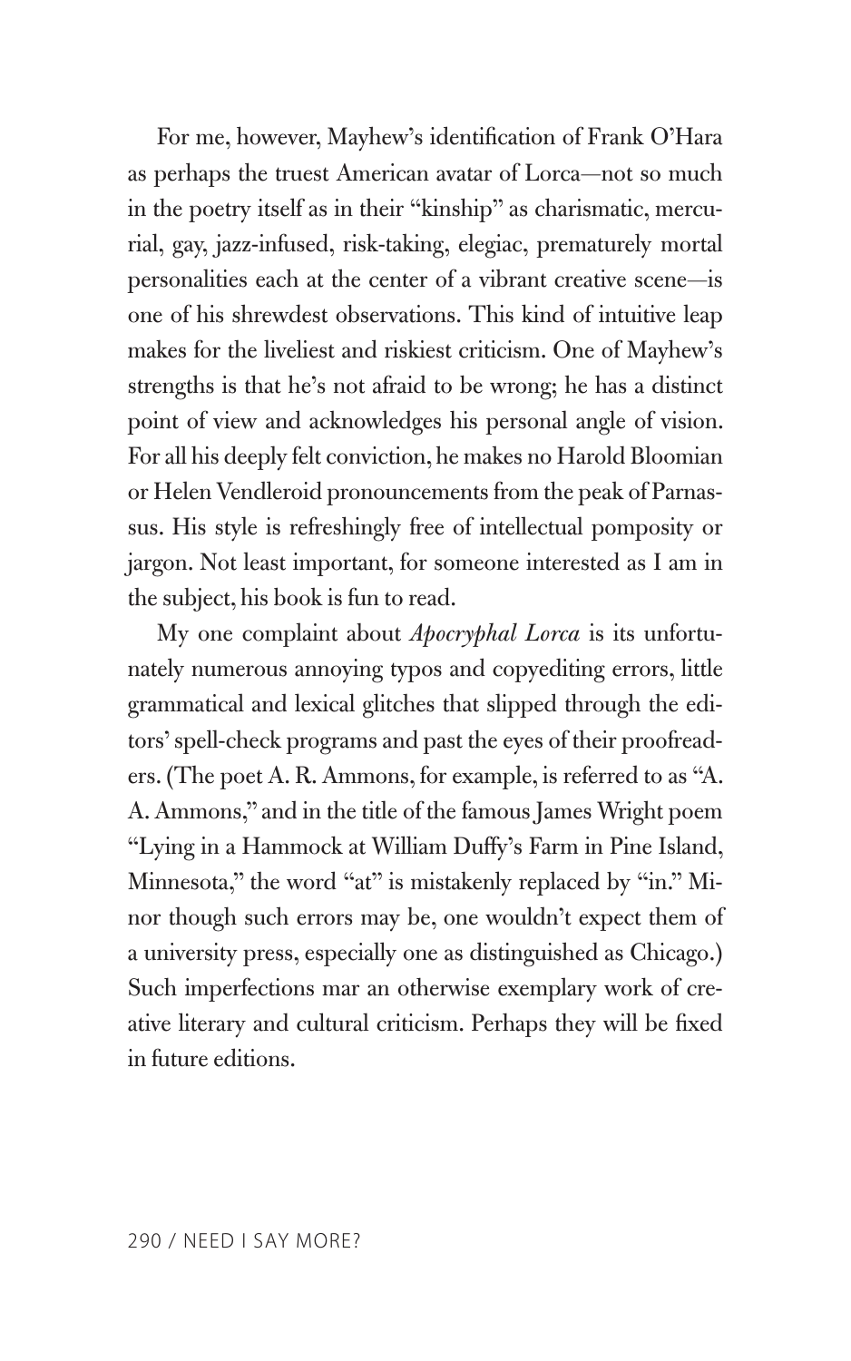For me, however, Mayhew's identification of Frank O'Hara as perhaps the truest American avatar of Lorca—not so much in the poetry itself as in their "kinship" as charismatic, mercurial, gay, jazz-infused, risk-taking, elegiac, prematurely mortal personalities each at the center of a vibrant creative scene—is one of his shrewdest observations. This kind of intuitive leap makes for the liveliest and riskiest criticism. One of Mayhew's strengths is that he's not afraid to be wrong; he has a distinct point of view and acknowledges his personal angle of vision. For all his deeply felt conviction, he makes no Harold Bloomian or Helen Vendleroid pronouncements from the peak of Parnassus. His style is refreshingly free of intellectual pomposity or jargon. Not least important, for someone interested as I am in the subject, his book is fun to read.

My one complaint about *Apocryphal Lorca* is its unfortunately numerous annoying typos and copyediting errors, little grammatical and lexical glitches that slipped through the editors' spell-check programs and past the eyes of their proofreaders. (The poet A. R. Ammons, for example, is referred to as "A. A. Ammons," and in the title of the famous James Wright poem "Lying in a Hammock at William Duffy's Farm in Pine Island, Minnesota," the word "at" is mistakenly replaced by "in." Minor though such errors may be, one wouldn't expect them of a university press, especially one as distinguished as Chicago.) Such imperfections mar an otherwise exemplary work of creative literary and cultural criticism. Perhaps they will be fixed in future editions.